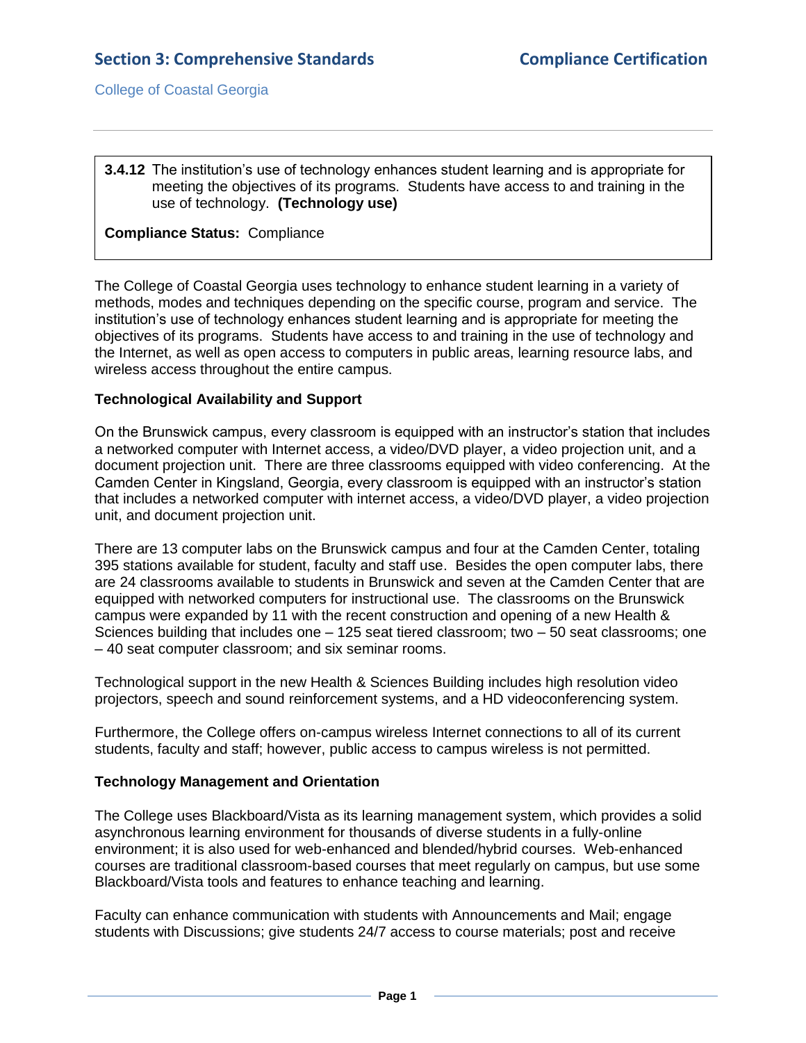**3.4.12** The institution's use of technology enhances student learning and is appropriate for meeting the objectives of its programs. Students have access to and training in the use of technology. **(Technology use)**

**Compliance Status:** Compliance

The College of Coastal Georgia uses technology to enhance student learning in a variety of methods, modes and techniques depending on the specific course, program and service. The institution's use of technology enhances student learning and is appropriate for meeting the objectives of its programs. Students have access to and training in the use of technology and the Internet, as well as open access to computers in public areas, learning resource labs, and wireless access throughout the entire campus.

### Technological Availability and Support

On the Brunswick campus, every classroom is equipped with an instructor's station that includes a networked computer with Internet access, a video/DVD player, a video projection unit, and a document projection unit. There are three classrooms equipped with video conferencing. At the Camden Center in Kingsland, Georgia, every classroom is equipped with an instructor's station that includes a networked computer with internet access, a video/DVD player, a video projection unit, and document projection unit.

There are 13 computer labs on the Brunswick campus and four at the Camden Center, totaling 395 stations available for student, faculty and staff use. Besides the open computer labs, there are 24 classrooms available to students in Brunswick and seven at the Camden Center that are equipped with networked computers for instructional use. The classrooms on the Brunswick campus were expanded by 11 with the recent construction and opening of a new Health & Sciences building that includes one – 125 seat tiered classroom; two – 50 seat classrooms; one – 40 seat computer classroom; and six seminar rooms.

Technological support in the new Health & Sciences Building includes high resolution video projectors, speech and sound reinforcement systems, and a HD videoconferencing system.

Furthermore, the College offers on-campus wireless Internet connections to all of its current students, faculty and staff; however, public access to campus wireless is not permitted.

### Technology Management and Orientation

The College uses Blackboard/Vista as its learning management system, which provides a solid asynchronous learning environment for thousands of diverse students in a fully-online environment; it is also used for web-enhanced and blended/hybrid courses. Web-enhanced courses are traditional classroom-based courses that meet regularly on campus, but use some Blackboard/Vista tools and features to enhance teaching and learning.

Faculty can enhance communication with students with Announcements and Mail; engage students with Discussions; give students 24/7 access to course materials; post and receive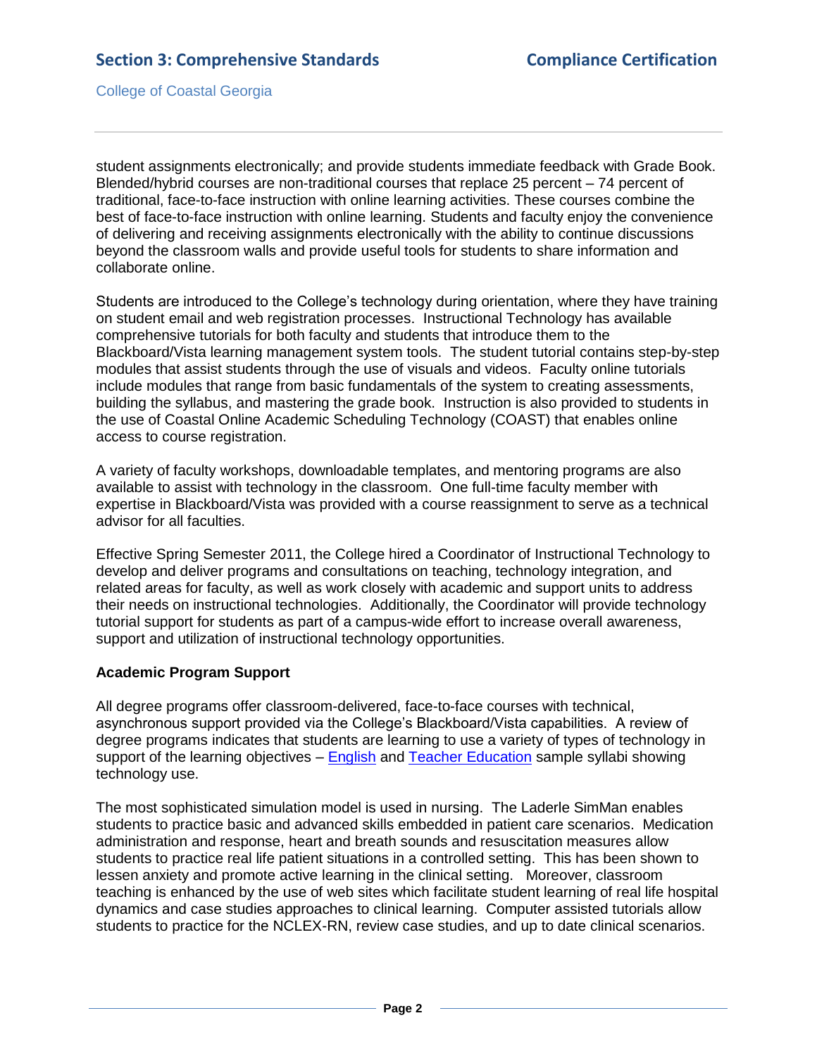student assignments electronically; and provide students immediate feedback with Grade Book. Blended/hybrid courses are non-traditional courses that replace 25 percent – 74 percent of traditional, face-to-face instruction with online learning activities. These courses combine the best of face-to-face instruction with online learning. Students and faculty enjoy the convenience of delivering and receiving assignments electronically with the ability to continue discussions beyond the classroom walls and provide useful tools for students to share information and collaborate online.

Students are introduced to the College's technology during orientation, where they have training on student email and web registration processes. Instructional Technology has available comprehensive tutorials for both faculty and students that introduce them to the Blackboard/Vista learning management system tools. The student tutorial contains step-by-step modules that assist students through the use of visuals and videos. Faculty online tutorials include modules that range from basic fundamentals of the system to creating assessments, building the syllabus, and mastering the grade book. Instruction is also provided to students in the use of Coastal Online Academic Scheduling Technology (COAST) that enables online access to course registration.

A variety of faculty workshops, downloadable templates, and mentoring programs are also available to assist with technology in the classroom. One full-time faculty member with expertise in Blackboard/Vista was provided with a course reassignment to serve as a technical advisor for all faculties.

Effective Spring Semester 2011, the College hired a Coordinator of Instructional Technology to develop and deliver programs and consultations on teaching, technology integration, and related areas for faculty, as well as work closely with academic and support units to address their needs on instructional technologies. Additionally, the Coordinator will provide technology tutorial support for students as part of a campus-wide effort to increase overall awareness, support and utilization of instructional technology opportunities.

**Academic Program Support**

All degree programs offer classroom-delivered, face-to-face courses with technical, asynchronous support provided via the College's Blackboard/Vista capabilities. A review of degree programs indicates that students are learning to use a variety of types of technology in support of the learning objectives – English and Teacher Education sample syllabi showing technology use.

The most sophisticated simulation model is used in nursing. The Laderle SimMan enables students to practice basic and advanced skills embedded in patient care scenarios. Medication administration and response, heart and breath sounds and resuscitation measures allow students to practice real life patient situations in a controlled setting. This has been shown to lessen anxiety and promote active learning in the clinical setting. Moreover, classroom teaching is enhanced by the use of web sites which facilitate student learning of real life hospital dynamics and case studies approaches to clinical learning. Computer assisted tutorials allow students to practice for the NCLEX-RN, review case studies, and up to date clinical scenarios.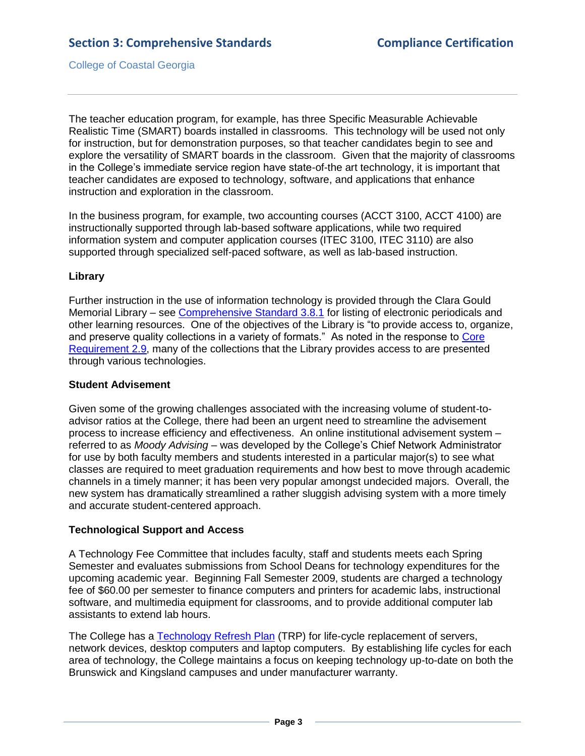The teacher education program, for example, has three Specific Measurable Achievable Realistic Time (SMART) boards installed in classrooms. This technology will be used not only for instruction, but for demonstration purposes, so that teacher candidates begin to see and explore the versatility of SMART boards in the classroom. Given that the majority of classrooms in the College's immediate service region have state-of-the art technology, it is important that teacher candidates are exposed to technology, software, and applications that enhance instruction and exploration in the classroom.

In the business program, for example, two accounting courses (ACCT 3100, ACCT 4100) are instructionally supported through lab-based software applications, while two required information system and computer application courses (ITEC 3100, ITEC 3110) are also supported through specialized self-paced software, as well as lab-based instruction.

**Library**

Further instruction in the use of information technology is provided through the Clara Gould Memorial Library – see Comprehensive Standard 3.8.1 for listing of electronic periodicals and other learning resources. One of the objectives of the Library is "to provide access to, organize, and preserve quality collections in a variety of formats." As noted in the response to Core Requirement 2.9, many of the collections that the Library provides access to are presented through various technologies.

**Student Advisement**

Given some of the growing challenges associated with the increasing volume of student-to-advisor ratios at the College, there had been an urgent need to streamline the advisement process to increase efficiency and effectiveness. An online institutional advisement system – referred to as *Moody Advising* – was developed by the College's Chief Network Administrator for use by both faculty members and students interested in a particular major(s) to see what classes are required to meet graduation requirements and how best to move through academic channels in a timely manner; it has been very popular amongst undecided majors. Overall, the new system has dramatically streamlined a rather sluggish advising system with a more timely and accurate student-centered approach.

**Technological Support and Access**

A Technology Fee Committee that includes faculty, staff and students meets each Spring Semester and evaluates submissions from School Deans for technology expenditures for the upcoming academic year. Beginning Fall Semester 2009, students are charged a technology fee of $60.00 per semester to finance computers and printers for academic labs, instructional software, and multimedia equipment for classrooms, and to provide additional computer lab assistants to extend lab hours.

The College has a Technology Refresh Plan (TRP) for life-cycle replacement of servers, network devices, desktop computers and laptop computers. By establishing life cycles for each area of technology, the College maintains a focus on keeping technology up-to-date on both the Brunswick and Kingsland campuses and under manufacturer warranty.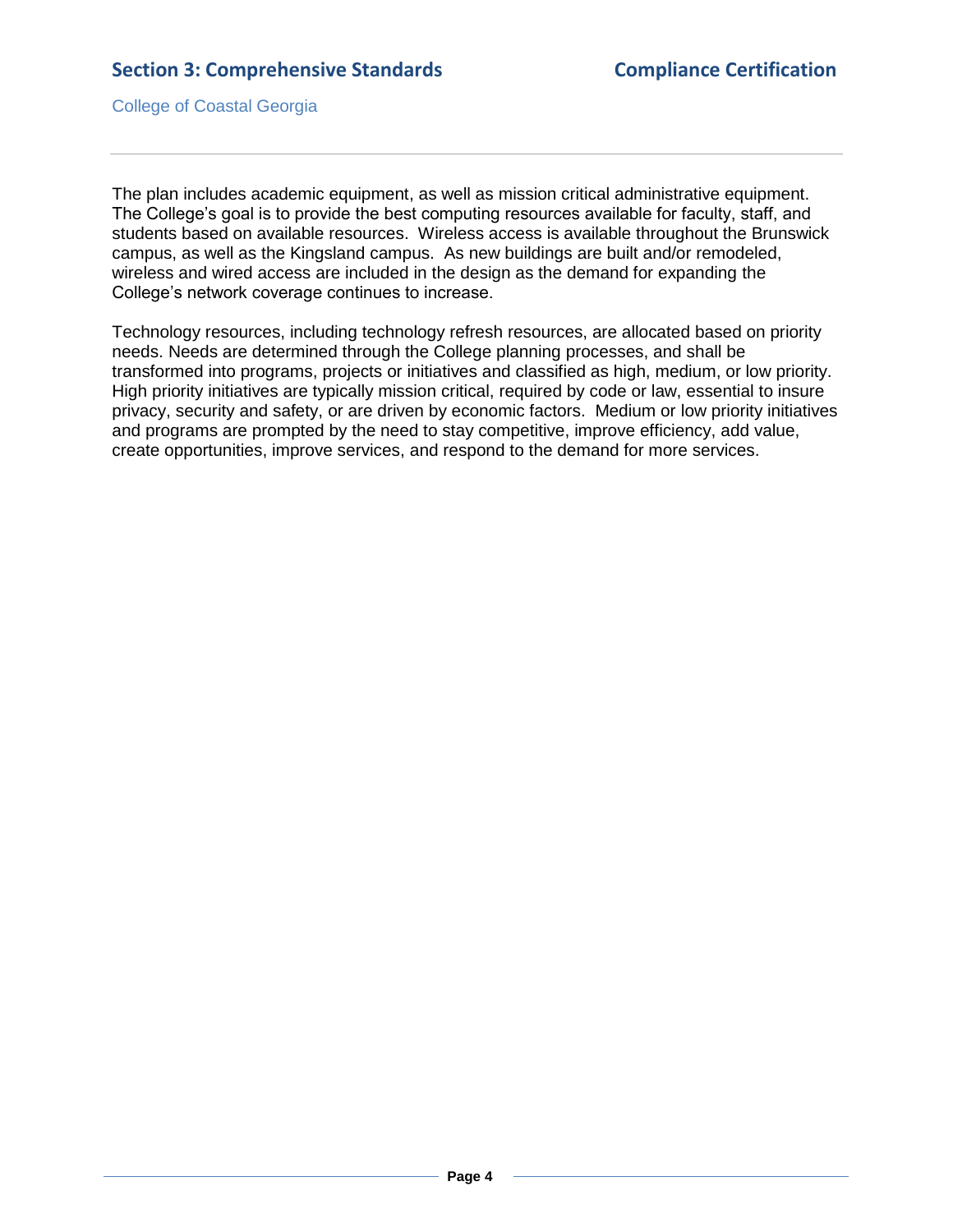The plan includes academic equipment, as well as mission critical administrative equipment. The College's goal is to provide the best computing resources available for faculty, staff, and students based on available resources. Wireless access is available throughout the Brunswick campus, as well as the Kingsland campus. As new buildings are built and/or remodeled, wireless and wired access are included in the design as the demand for expanding the College's network coverage continues to increase.

Technology resources, including technology refresh resources, are allocated based on priority needs. Needs are determined through the College planning processes, and shall be transformed into programs, projects or initiatives and classified as high, medium, or low priority. High priority initiatives are typically mission critical, required by code or law, essential to insure privacy, security and safety, or are driven by economic factors. Medium or low priority initiatives and programs are prompted by the need to stay competitive, improve efficiency, add value, create opportunities, improve services, and respond to the demand for more services.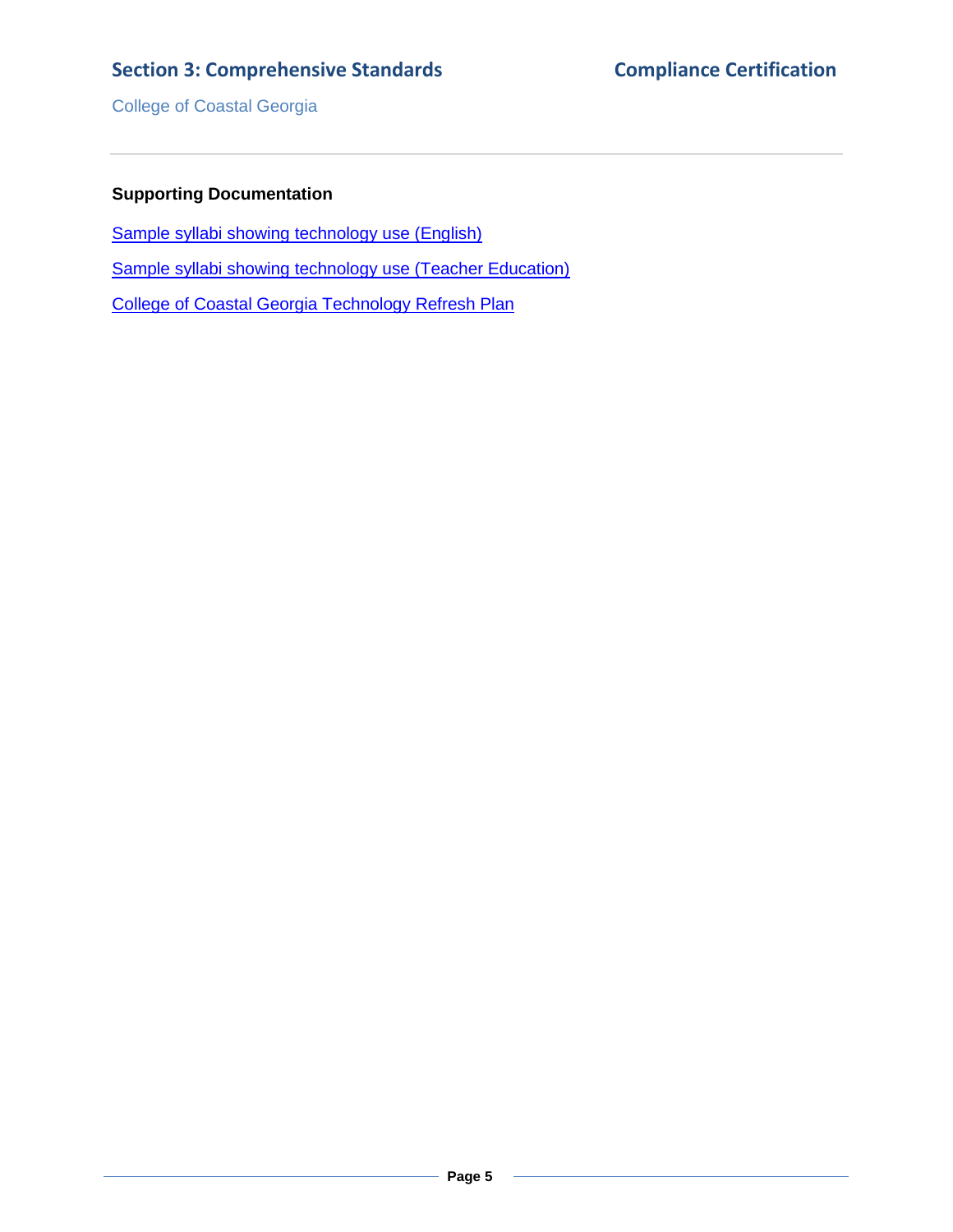**Supporting Documentation**

Sample syllabi showing technology use (English)

Sample syllabi showing technology use (Teacher Education)

College of Coastal Georgia Technology Refresh Plan